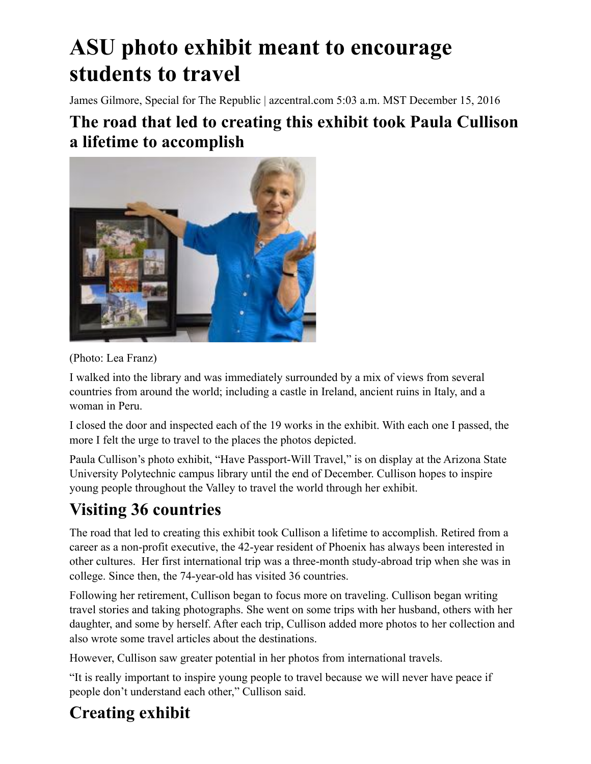# ASU photo exhibit meant to encourage students to travel

James Gilmore, Special for The Republic | azcentral.com 5:03 a.m. MST December 15, 2016

## The road that led to creating this exhibit took Paula Cullison a lifetime to accomplish

(Photo: Lea Franz)

I walked into the library and was immediately surrounded by a mix of views from several countries from around the world; including a castle in Ireland, ancient ruins in Italy, and a woman in Peru.

I closed the door and inspected each of the 19 works in the exhibit. With each one I passed, the more I felt the urge to travel to the places the photos depicted.

Paula Cullison's photo exhibit, "Have Passport-Will Travel," is on display at the Arizona State University Polytechnic campus library until the end of December. Cullison hopes to inspire young people throughout the Valley to travel the world through her exhibit.

## Visiting 36 countries

The road that led to creating this exhibit took Cullison a lifetime to accomplish. Retired from a career as a non-profit executive, the 42-year resident of Phoenix has always been interested in other cultures. Her first international trip was a three-month study-abroad trip when she was in college. Since then, the 74-year-old has visited 36 countries.

Following her retirement, Cullison began to focus more on traveling. Cullison began writing travel stories and taking photographs. She went on some trips with her husband, others with her daughter, and some by herself. After each trip, Cullison added more photos to her collection and also wrote some travel articles about the destinations.

However, Cullison saw greater potential in her photos from international travels.

"It is really important to inspire young people to travel because we will never have peace if people don't understand each other," Cullison said.

## Creating exhibit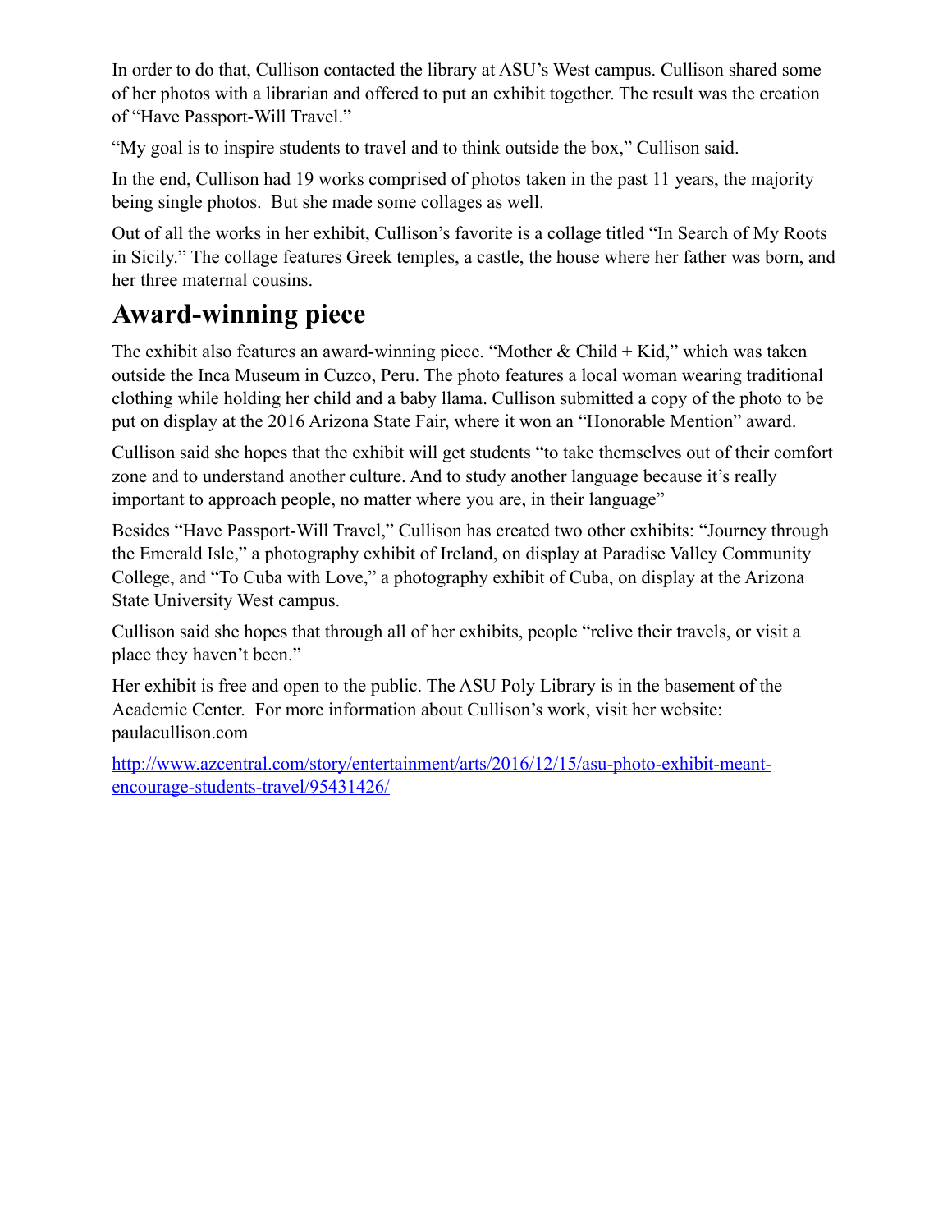In order to do that, Cullison contacted the library at ASU's West campus. Cullison shared some of her photos with a librarian and offered to put an exhibit together. The result was the creation of "Have Passport-Will Travel."

"My goal is to inspire students to travel and to think outside the box," Cullison said.

In the end, Cullison had 19 works comprised of photos taken in the past 11 years, the majority being single photos. But she made some collages as well.

Out of all the works in her exhibit, Cullison's favorite is a collage titled "In Search of My Roots in Sicily." The collage features Greek temples, a castle, the house where her father was born, and her three maternal cousins.

## Award-winning piece

The exhibit also features an award-winning piece. "Mother & Child + Kid," which was taken outside the Inca Museum in Cuzco, Peru. The photo features a local woman wearing traditional clothing while holding her child and a baby llama. Cullison submitted a copy of the photo to be put on display at the 2016 Arizona State Fair, where it won an "Honorable Mention" award.

Cullison said she hopes that the exhibit will get students "to take themselves out of their comfort zone and to understand another culture. And to study another language because it's really important to approach people, no matter where you are, in their language"

Besides "Have Passport-Will Travel," Cullison has created two other exhibits: "Journey through the Emerald Isle," a photography exhibit of Ireland, on display at Paradise Valley Community College, and "To Cuba with Love," a photography exhibit of Cuba, on display at the Arizona State University West campus.

Cullison said she hopes that through all of her exhibits, people "relive their travels, or visit a place they haven't been."

Her exhibit is free and open to the public. The ASU Poly Library is in the basement of the Academic Center. For more information about Cullison's work, visit her website: paulacullison.com

http://www.azcentral.com/story/entertainment/arts/2016/12/15/asu-photo-exhibit-meant-encourage-students-travel/95431426/